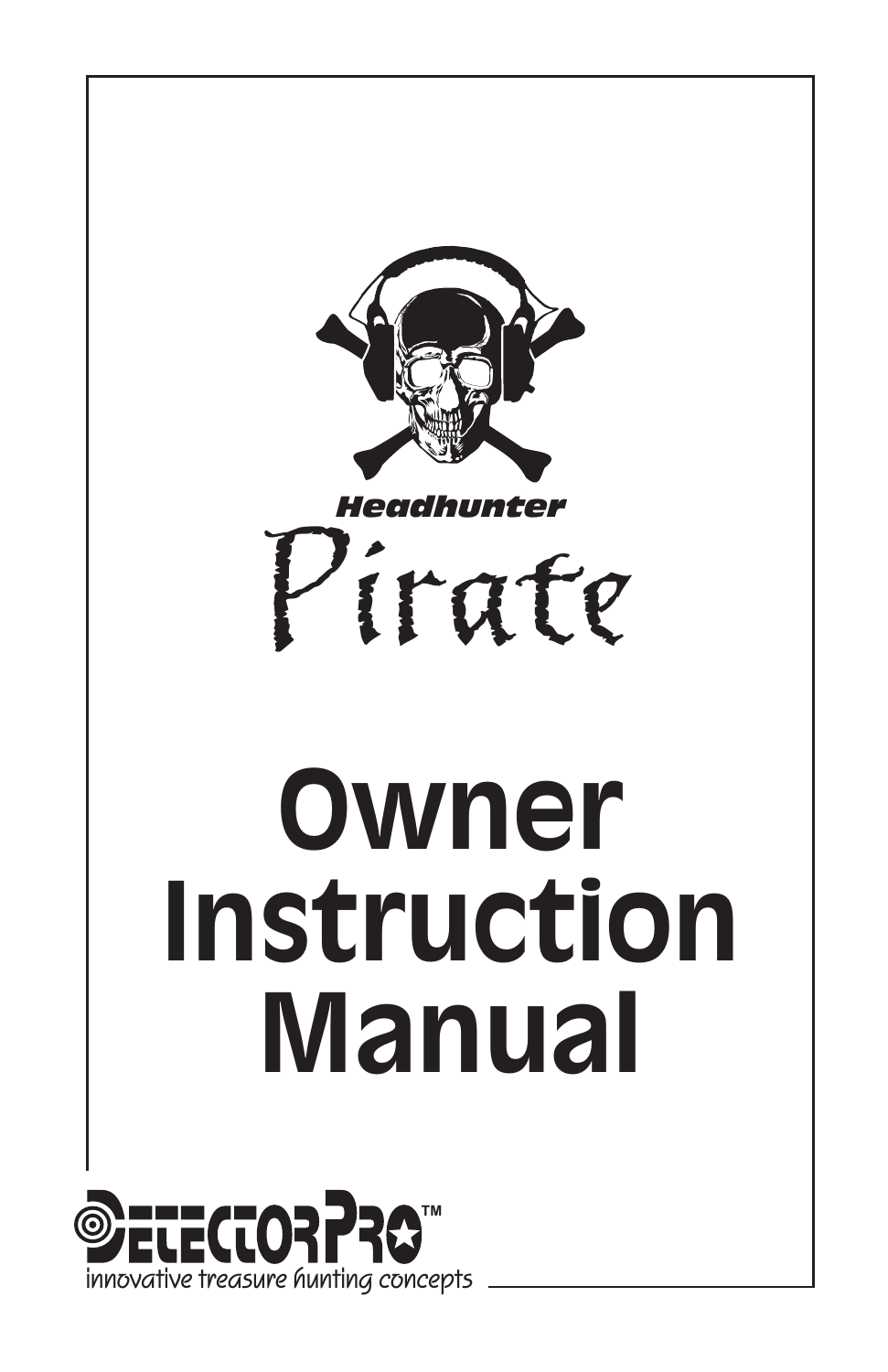Headhunter

# Pirate

# Owner Instruction Manual

DetectorPro™

innovative treasure hunting concepts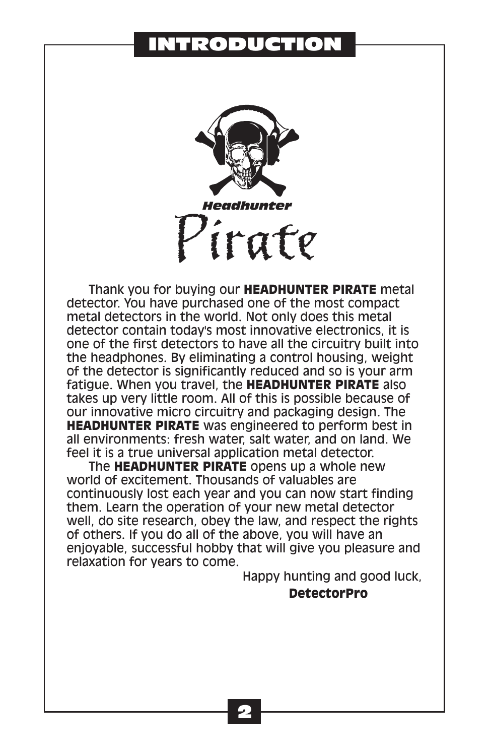# INTRODUCTION

*Headhunter*

# Pirate

Thank you for buying our **HEADHUNTER PIRATE** metal detector. You have purchased one of the most compact metal detectors in the world. Not only does this metal detector contain today's most innovative electronics, it is one of the first detectors to have all the circuitry built into the headphones. By eliminating a control housing, weight of the detector is significantly reduced and so is your arm fatigue. When you travel, the **HEADHUNTER PIRATE** also takes up very little room. All of this is possible because of our innovative micro circuitry and packaging design. The **HEADHUNTER PIRATE** was engineered to perform best in all environments: fresh water, salt water, and on land. We feel it is a true universal application metal detector.

The **HEADHUNTER PIRATE** opens up a whole new world of excitement. Thousands of valuables are continuously lost each year and you can now start finding them. Learn the operation of your new metal detector well, do site research, obey the law, and respect the rights of others. If you do all of the above, you will have an enjoyable, successful hobby that will give you pleasure and relaxation for years to come.

Happy hunting and good luck,

**DetectorPro**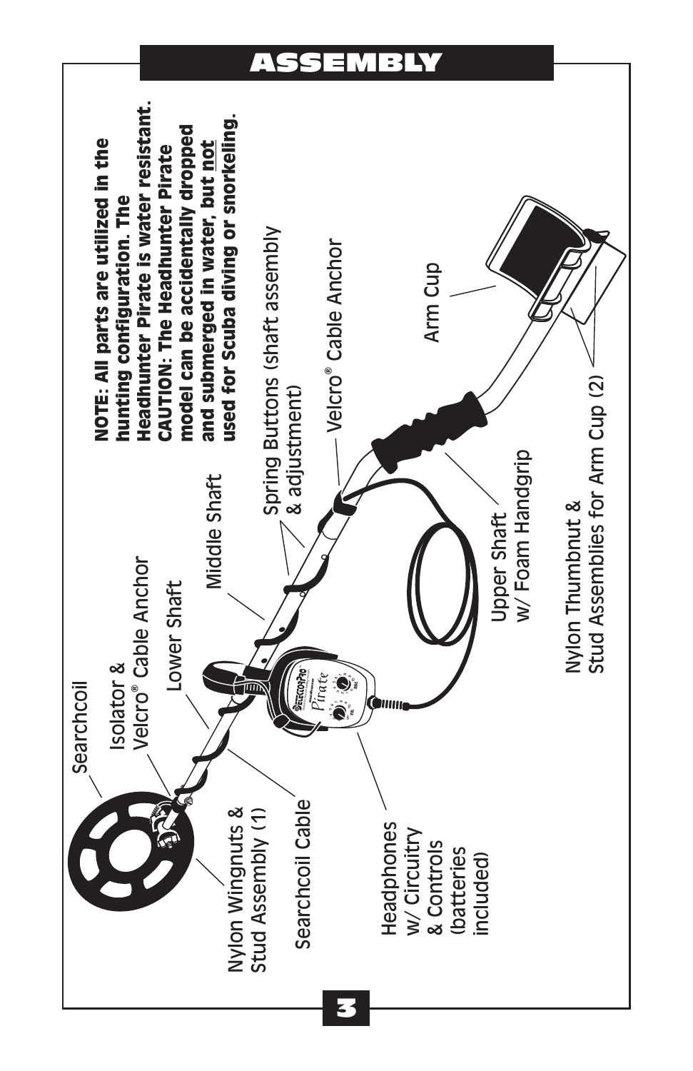# ASSEMBLY

**NOTE: All parts are utilized in the hunting configuration. The Headhunter Pirate is water resistant. CAUTION: The Headhunter Pirate model can be accidentally dropped and submerged in water, but not used for Scuba diving or snorkeling.**

- Searchcoil
- Isolator & Velcro® Cable Anchor
- Lower Shaft
- Middle Shaft
- Spring Buttons (shaft assembly & adjustment)
- Velcro® Cable Anchor
- Arm Cup
- Nylon Wingnuts & Stud Assembly (1)
- Searchcoil Cable
- Headphones w/ Circuitry & Controls (batteries included)
- Upper Shaft w/ Foam Handgrip
- Nylon Thumbnut & Stud Assemblies for Arm Cup (2)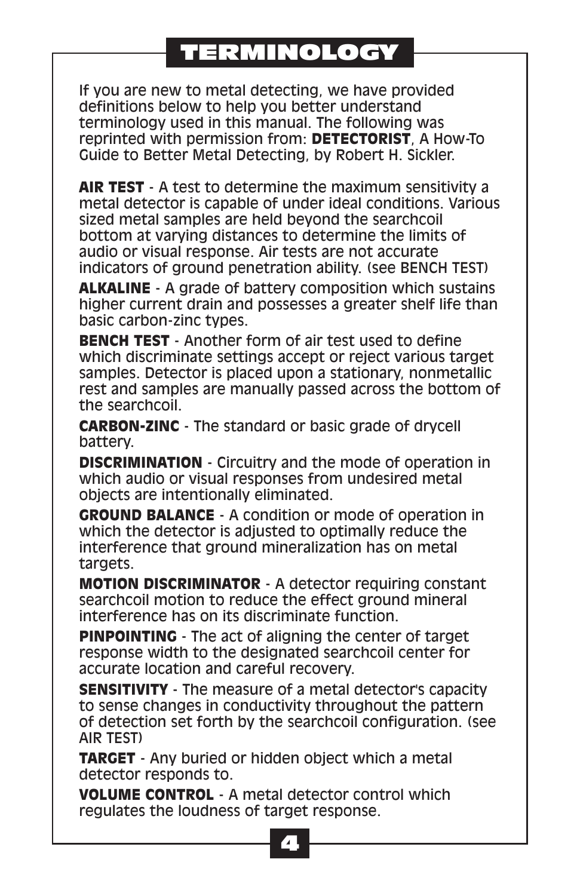# TERMINOLOGY

If you are new to metal detecting, we have provided definitions below to help you better understand terminology used in this manual. The following was reprinted with permission from: **DETECTORIST**, A How-To Guide to Better Metal Detecting, by Robert H. Sickler.

**AIR TEST** - A test to determine the maximum sensitivity a metal detector is capable of under ideal conditions. Various sized metal samples are held beyond the searchcoil bottom at varying distances to determine the limits of audio or visual response. Air tests are not accurate indicators of ground penetration ability. (see BENCH TEST)

**ALKALINE** - A grade of battery composition which sustains higher current drain and possesses a greater shelf life than basic carbon-zinc types.

**BENCH TEST** - Another form of air test used to define which discriminate settings accept or reject various target samples. Detector is placed upon a stationary, nonmetallic rest and samples are manually passed across the bottom of the searchcoil.

**CARBON-ZINC** - The standard or basic grade of drycell battery.

**DISCRIMINATION** - Circuitry and the mode of operation in which audio or visual responses from undesired metal objects are intentionally eliminated.

**GROUND BALANCE** - A condition or mode of operation in which the detector is adjusted to optimally reduce the interference that ground mineralization has on metal targets.

**MOTION DISCRIMINATOR** - A detector requiring constant searchcoil motion to reduce the effect ground mineral interference has on its discriminate function.

**PINPOINTING** - The act of aligning the center of target response width to the designated searchcoil center for accurate location and careful recovery.

**SENSITIVITY** - The measure of a metal detector's capacity to sense changes in conductivity throughout the pattern of detection set forth by the searchcoil configuration. (see AIR TEST)

**TARGET** - Any buried or hidden object which a metal detector responds to.

**VOLUME CONTROL** - A metal detector control which regulates the loudness of target response.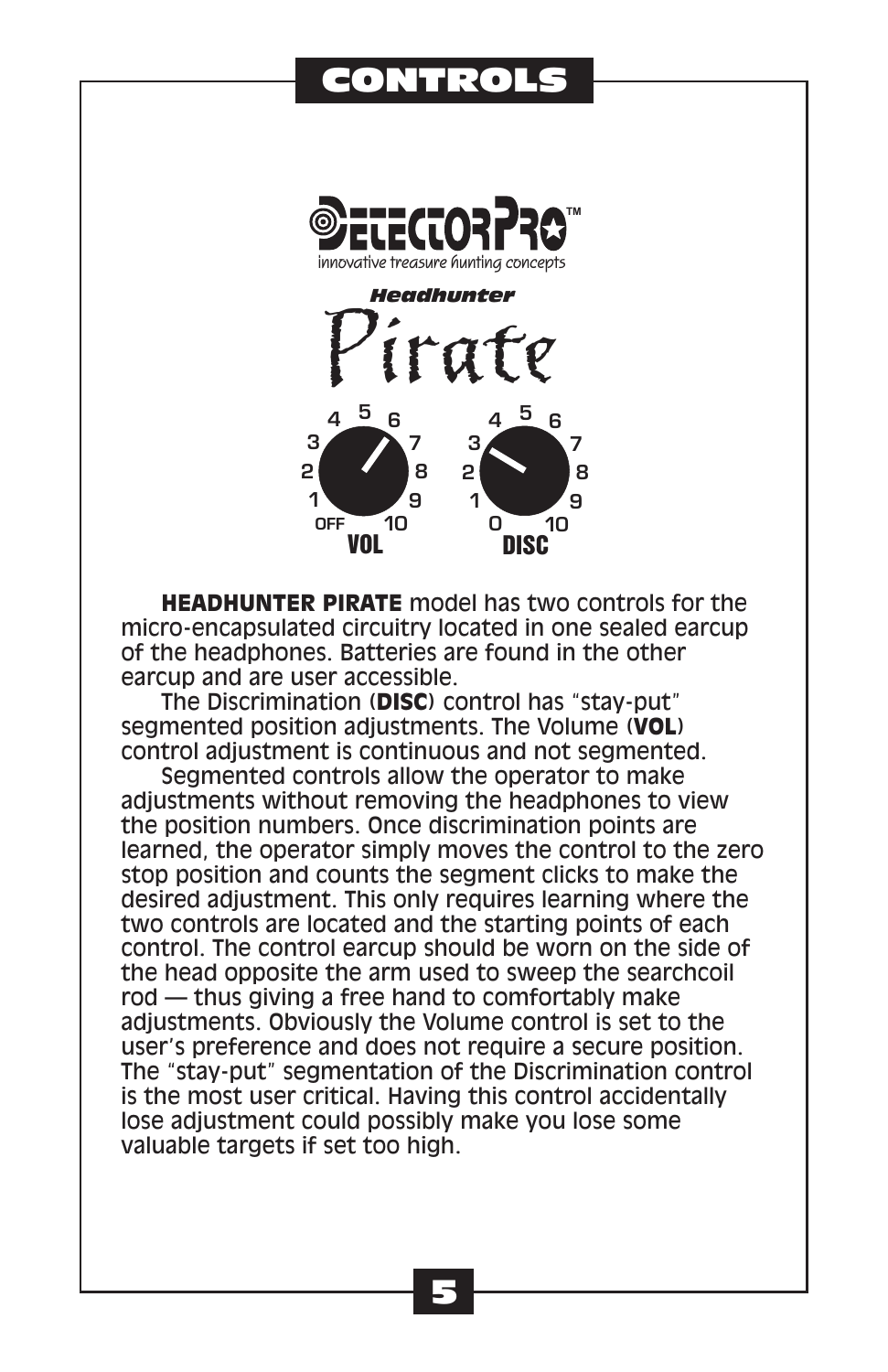# CONTROLS

DetectorPro™
innovative treasure hunting concepts

*Headhunter*
Pirate

VOL: OFF 1 2 3 4 5 6 7 8 9 10
DISC: 0 1 2 3 4 5 6 7 8 9 10

**HEADHUNTER PIRATE** model has two controls for the micro-encapsulated circuitry located in one sealed earcup of the headphones. Batteries are found in the other earcup and are user accessible.

The Discrimination (**DISC**) control has "stay-put" segmented position adjustments. The Volume (**VOL**) control adjustment is continuous and not segmented.

Segmented controls allow the operator to make adjustments without removing the headphones to view the position numbers. Once discrimination points are learned, the operator simply moves the control to the zero stop position and counts the segment clicks to make the desired adjustment. This only requires learning where the two controls are located and the starting points of each control. The control earcup should be worn on the side of the head opposite the arm used to sweep the searchcoil rod — thus giving a free hand to comfortably make adjustments. Obviously the Volume control is set to the user's preference and does not require a secure position. The "stay-put" segmentation of the Discrimination control is the most user critical. Having this control accidentally lose adjustment could possibly make you lose some valuable targets if set too high.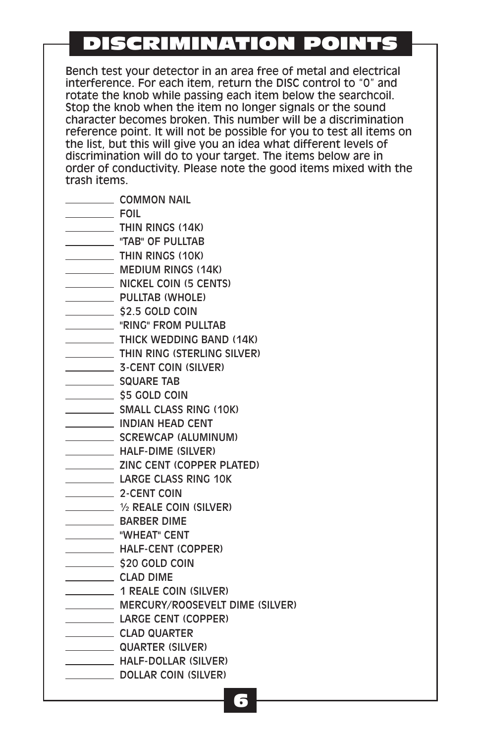# DISCRIMINATION POINTS

Bench test your detector in an area free of metal and electrical interference. For each item, return the DISC control to "0" and rotate the knob while passing each item below the searchcoil. Stop the knob when the item no longer signals or the sound character becomes broken. This number will be a discrimination reference point. It will not be possible for you to test all items on the list, but this will give you an idea what different levels of discrimination will do to your target. The items below are in order of conductivity. Please note the good items mixed with the trash items.

_________ COMMON NAIL
_________ FOIL
_________ THIN RINGS (14K)
_________ "TAB" OF PULLTAB
_________ THIN RINGS (10K)
_________ MEDIUM RINGS (14K)
_________ NICKEL COIN (5 CENTS)
_________ PULLTAB (WHOLE)
_________ $2.5 GOLD COIN
_________ "RING" FROM PULLTAB
_________ THICK WEDDING BAND (14K)
_________ THIN RING (STERLING SILVER)
_________ 3-CENT COIN (SILVER)
_________ SQUARE TAB
_________ $5 GOLD COIN
_________ SMALL CLASS RING (10K)
_________ INDIAN HEAD CENT
_________ SCREWCAP (ALUMINUM)
_________ HALF-DIME (SILVER)
_________ ZINC CENT (COPPER PLATED)
_________ LARGE CLASS RING 10K
_________ 2-CENT COIN
_________ ½ REALE COIN (SILVER)
_________ BARBER DIME
_________ "WHEAT" CENT
_________ HALF-CENT (COPPER)
_________ $20 GOLD COIN
_________ CLAD DIME
_________ 1 REALE COIN (SILVER)
_________ MERCURY/ROOSEVELT DIME (SILVER)
_________ LARGE CENT (COPPER)
_________ CLAD QUARTER
_________ QUARTER (SILVER)
_________ HALF-DOLLAR (SILVER)
_________ DOLLAR COIN (SILVER)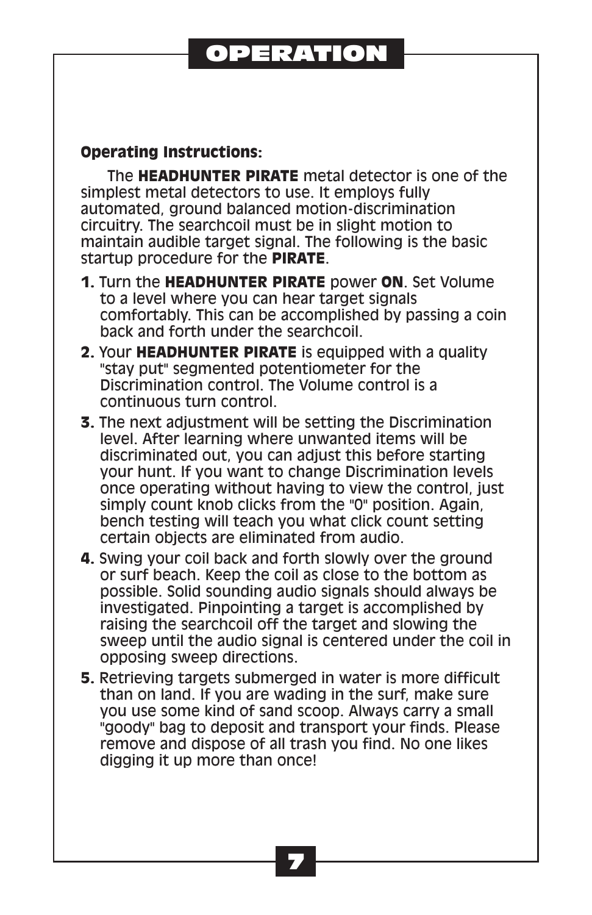# OPERATION

**Operating Instructions:**

The **HEADHUNTER PIRATE** metal detector is one of the simplest metal detectors to use. It employs fully automated, ground balanced motion-discrimination circuitry. The searchcoil must be in slight motion to maintain audible target signal. The following is the basic startup procedure for the **PIRATE**.

1. Turn the **HEADHUNTER PIRATE** power **ON**. Set Volume to a level where you can hear target signals comfortably. This can be accomplished by passing a coin back and forth under the searchcoil.
2. Your **HEADHUNTER PIRATE** is equipped with a quality "stay put" segmented potentiometer for the Discrimination control. The Volume control is a continuous turn control.
3. The next adjustment will be setting the Discrimination level. After learning where unwanted items will be discriminated out, you can adjust this before starting your hunt. If you want to change Discrimination levels once operating without having to view the control, just simply count knob clicks from the "0" position. Again, bench testing will teach you what click count setting certain objects are eliminated from audio.
4. Swing your coil back and forth slowly over the ground or surf beach. Keep the coil as close to the bottom as possible. Solid sounding audio signals should always be investigated. Pinpointing a target is accomplished by raising the searchcoil off the target and slowing the sweep until the audio signal is centered under the coil in opposing sweep directions.
5. Retrieving targets submerged in water is more difficult than on land. If you are wading in the surf, make sure you use some kind of sand scoop. Always carry a small "goody" bag to deposit and transport your finds. Please remove and dispose of all trash you find. No one likes digging it up more than once!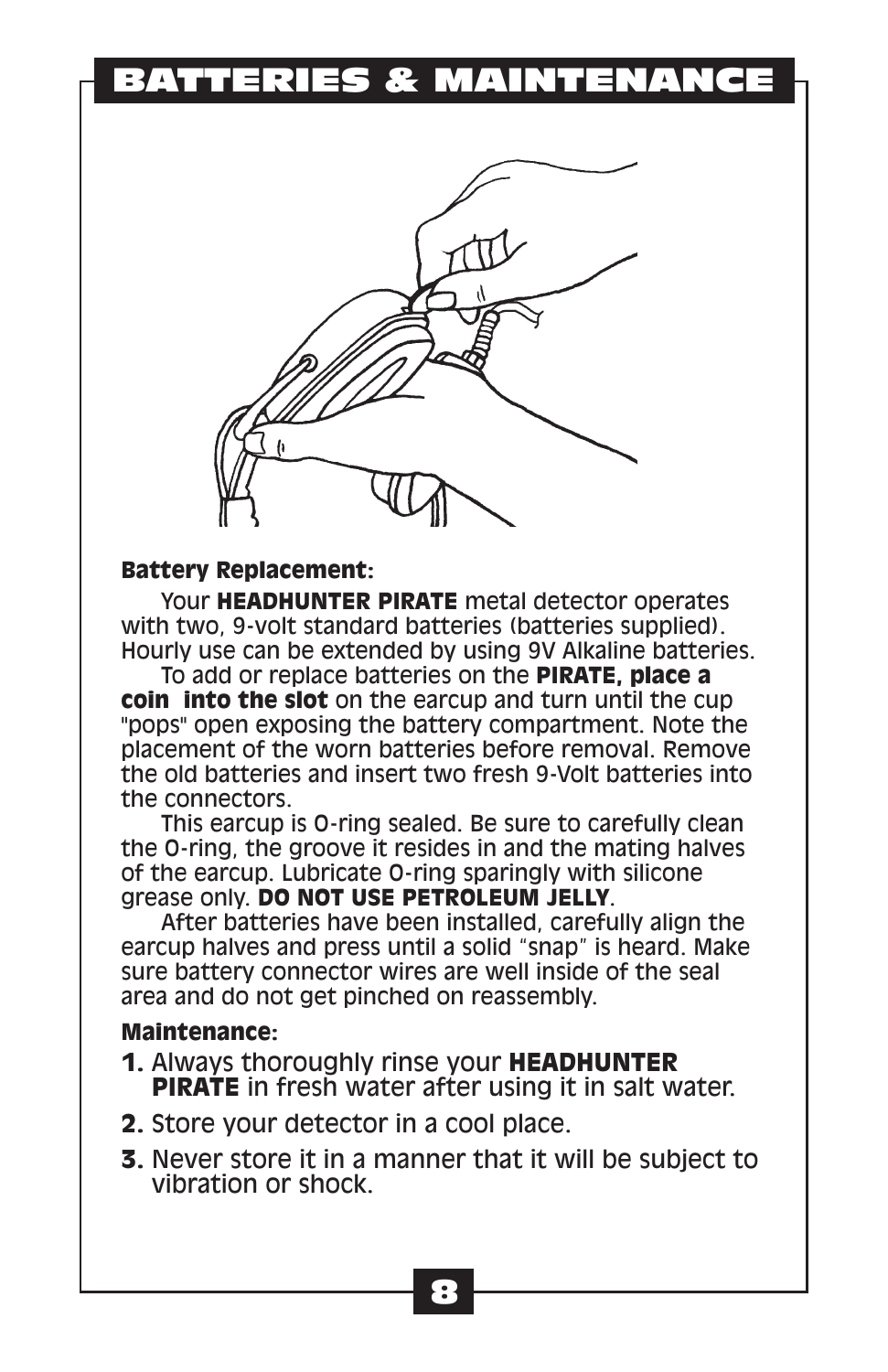# BATTERIES & MAINTENANCE

**Battery Replacement:**

Your **HEADHUNTER PIRATE** metal detector operates with two, 9-volt standard batteries (batteries supplied). Hourly use can be extended by using 9V Alkaline batteries.

To add or replace batteries on the **PIRATE, place a coin into the slot** on the earcup and turn until the cup "pops" open exposing the battery compartment. Note the placement of the worn batteries before removal. Remove the old batteries and insert two fresh 9-Volt batteries into the connectors.

This earcup is O-ring sealed. Be sure to carefully clean the O-ring, the groove it resides in and the mating halves of the earcup. Lubricate O-ring sparingly with silicone grease only. **DO NOT USE PETROLEUM JELLY**.

After batteries have been installed, carefully align the earcup halves and press until a solid "snap" is heard. Make sure battery connector wires are well inside of the seal area and do not get pinched on reassembly.

**Maintenance:**

1. Always thoroughly rinse your **HEADHUNTER PIRATE** in fresh water after using it in salt water.
2. Store your detector in a cool place.
3. Never store it in a manner that it will be subject to vibration or shock.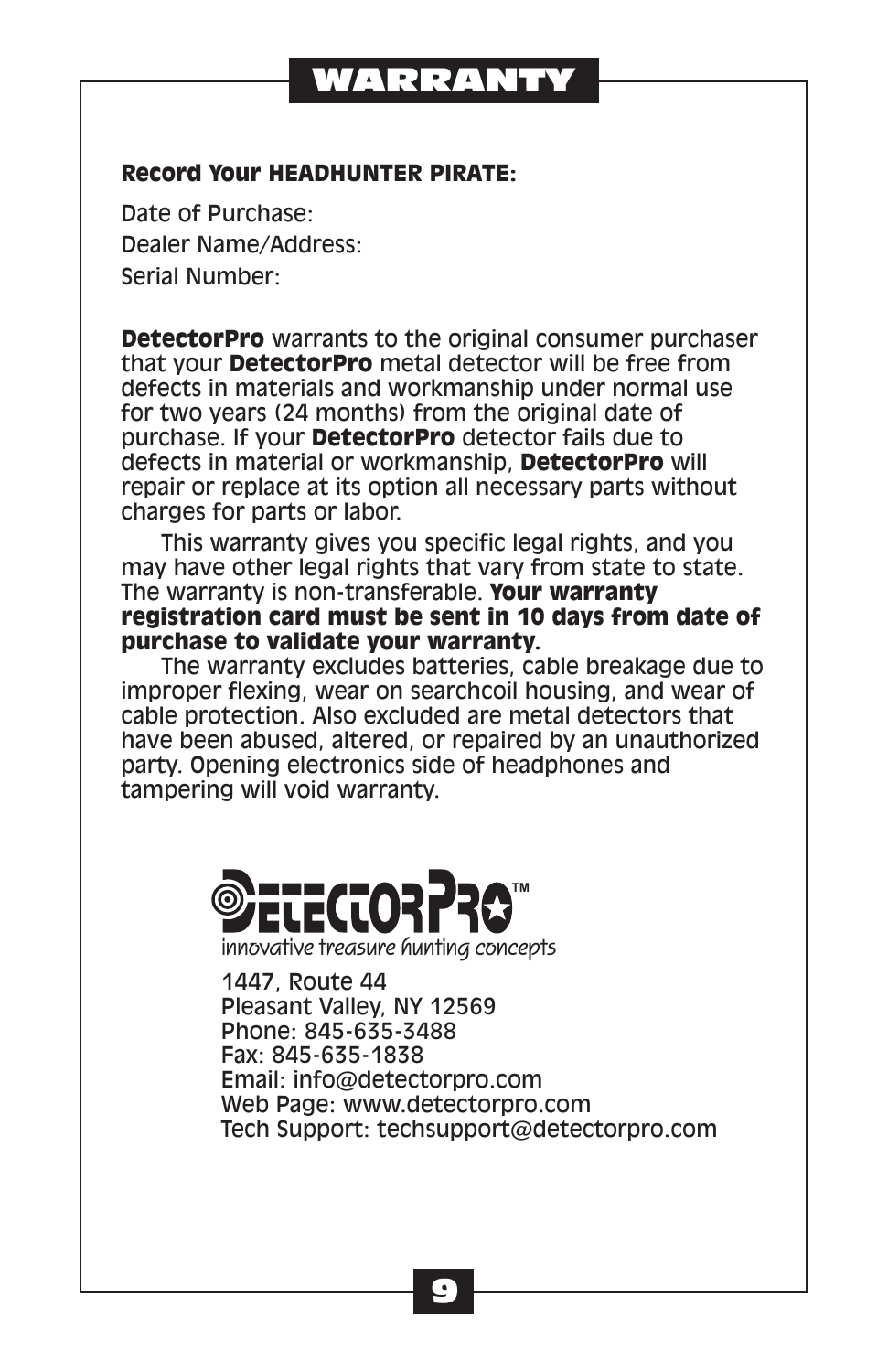# WARRANTY

**Record Your HEADHUNTER PIRATE:**

Date of Purchase:
Dealer Name/Address:
Serial Number:

**DetectorPro** warrants to the original consumer purchaser that your **DetectorPro** metal detector will be free from defects in materials and workmanship under normal use for two years (24 months) from the original date of purchase. If your **DetectorPro** detector fails due to defects in material or workmanship, **DetectorPro** will repair or replace at its option all necessary parts without charges for parts or labor.

This warranty gives you specific legal rights, and you may have other legal rights that vary from state to state. The warranty is non-transferable. **Your warranty registration card must be sent in 10 days from date of purchase to validate your warranty.**

The warranty excludes batteries, cable breakage due to improper flexing, wear on searchcoil housing, and wear of cable protection. Also excluded are metal detectors that have been abused, altered, or repaired by an unauthorized party. Opening electronics side of headphones and tampering will void warranty.

DetectorPro™
*innovative treasure hunting concepts*

1447, Route 44
Pleasant Valley, NY 12569
Phone: 845-635-3488
Fax: 845-635-1838
Email: info@detectorpro.com
Web Page: www.detectorpro.com
Tech Support: techsupport@detectorpro.com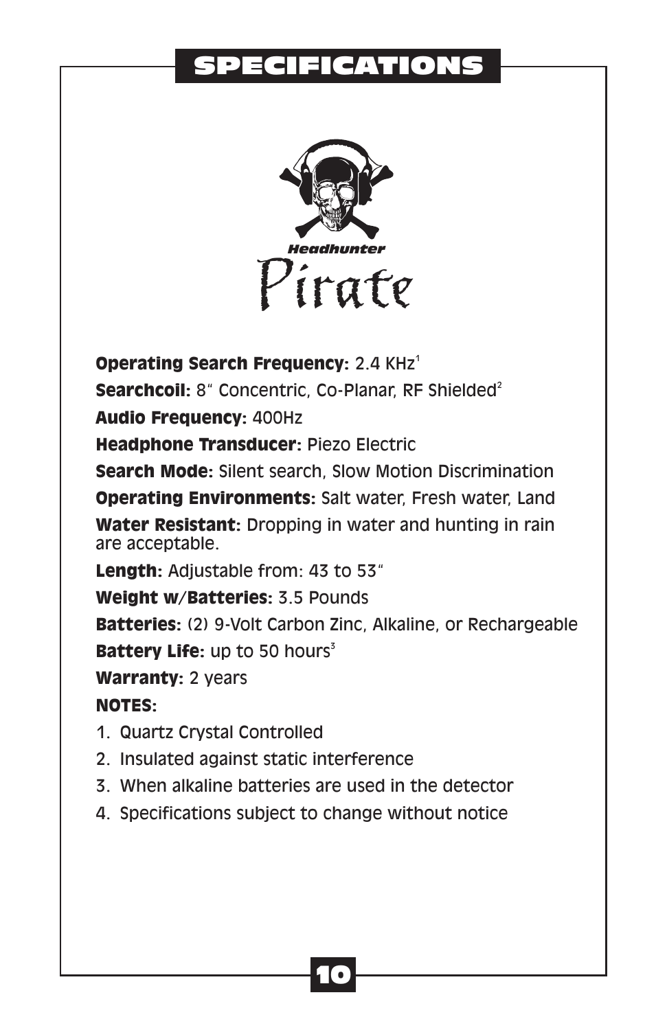# SPECIFICATIONS

*Headhunter*

Pirate

**Operating Search Frequency:** 2.4 KHz[1]

**Searchcoil:** 8" Concentric, Co-Planar, RF Shielded[2]

**Audio Frequency:** 400Hz

**Headphone Transducer:** Piezo Electric

**Search Mode:** Silent search, Slow Motion Discrimination

**Operating Environments:** Salt water, Fresh water, Land

**Water Resistant:** Dropping in water and hunting in rain are acceptable.

**Length:** Adjustable from: 43 to 53"

**Weight w/Batteries:** 3.5 Pounds

**Batteries:** (2) 9-Volt Carbon Zinc, Alkaline, or Rechargeable

**Battery Life:** up to 50 hours[3]

**Warranty:** 2 years

**NOTES:**

1. Quartz Crystal Controlled
2. Insulated against static interference
3. When alkaline batteries are used in the detector
4. Specifications subject to change without notice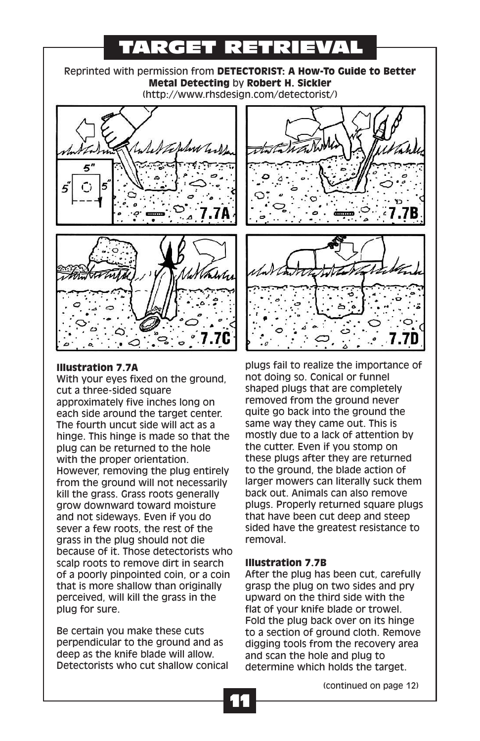# TARGET RETRIEVAL

Reprinted with permission from **DETECTORIST: A How-To Guide to Better Metal Detecting** by **Robert H. Sickler**
(http://www.rhsdesign.com/detectorist/)

**Illustration 7.7A**
With your eyes fixed on the ground, cut a three-sided square approximately five inches long on each side around the target center. The fourth uncut side will act as a hinge. This hinge is made so that the plug can be returned to the hole with the proper orientation. However, removing the plug entirely from the ground will not necessarily kill the grass. Grass roots generally grow downward toward moisture and not sideways. Even if you do sever a few roots, the rest of the grass in the plug should not die because of it. Those detectorists who scalp roots to remove dirt in search of a poorly pinpointed coin, or a coin that is more shallow than originally perceived, will kill the grass in the plug for sure.

Be certain you make these cuts perpendicular to the ground and as deep as the knife blade will allow. Detectorists who cut shallow conical plugs fail to realize the importance of not doing so. Conical or funnel shaped plugs that are completely removed from the ground never quite go back into the ground the same way they came out. This is mostly due to a lack of attention by the cutter. Even if you stomp on these plugs after they are returned to the ground, the blade action of larger mowers can literally suck them back out. Animals can also remove plugs. Properly returned square plugs that have been cut deep and steep sided have the greatest resistance to removal.

**Illustration 7.7B**
After the plug has been cut, carefully grasp the plug on two sides and pry upward on the third side with the flat of your knife blade or trowel. Fold the plug back over on its hinge to a section of ground cloth. Remove digging tools from the recovery area and scan the hole and plug to determine which holds the target.

(continued on page 12)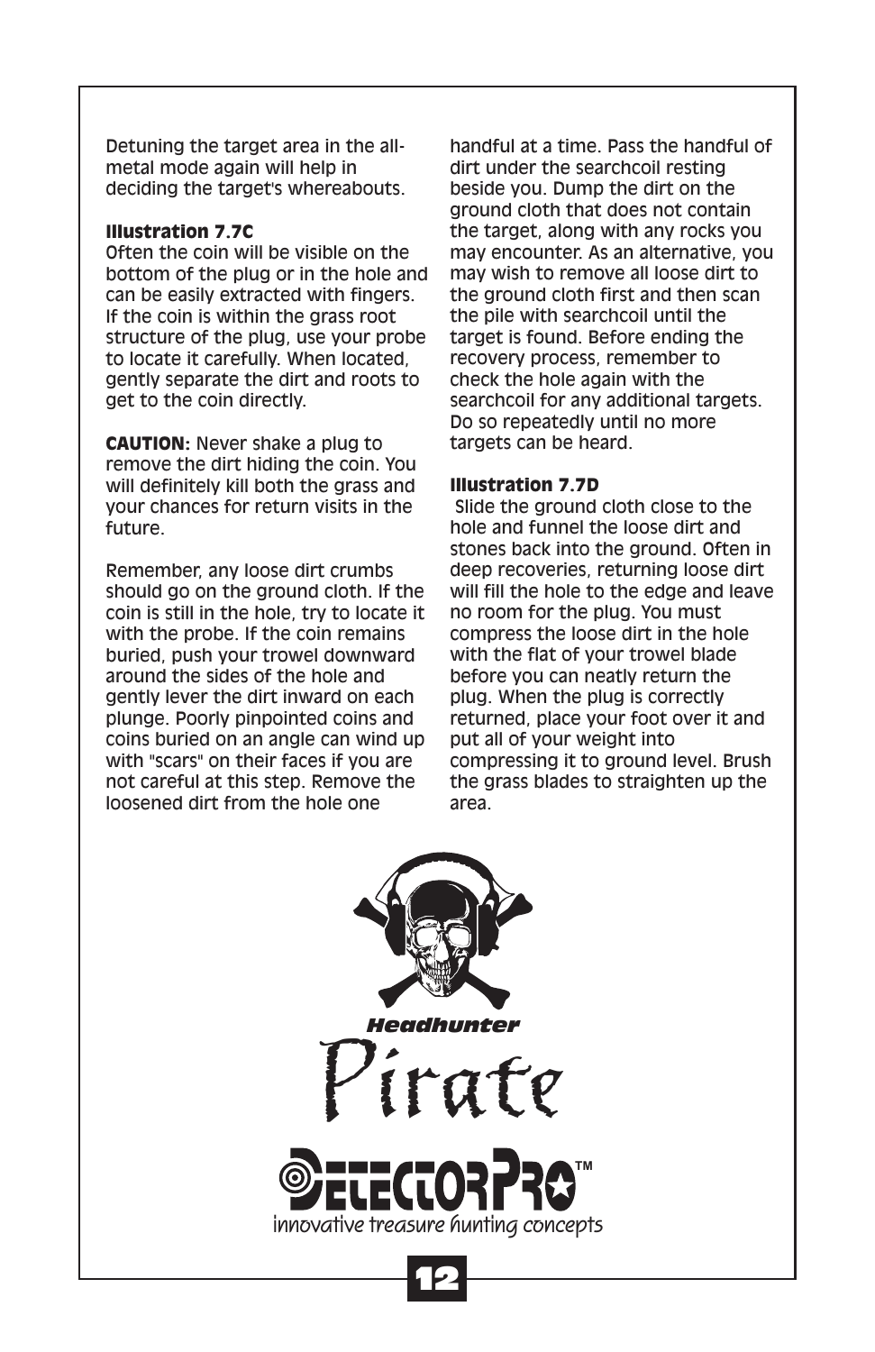Detuning the target area in the all-metal mode again will help in deciding the target's whereabouts.

**Illustration 7.7C**

Often the coin will be visible on the bottom of the plug or in the hole and can be easily extracted with fingers. If the coin is within the grass root structure of the plug, use your probe to locate it carefully. When located, gently separate the dirt and roots to get to the coin directly.

**CAUTION:** Never shake a plug to remove the dirt hiding the coin. You will definitely kill both the grass and your chances for return visits in the future.

Remember, any loose dirt crumbs should go on the ground cloth. If the coin is still in the hole, try to locate it with the probe. If the coin remains buried, push your trowel downward around the sides of the hole and gently lever the dirt inward on each plunge. Poorly pinpointed coins and coins buried on an angle can wind up with "scars" on their faces if you are not careful at this step. Remove the loosened dirt from the hole one handful at a time. Pass the handful of dirt under the searchcoil resting beside you. Dump the dirt on the ground cloth that does not contain the target, along with any rocks you may encounter. As an alternative, you may wish to remove all loose dirt to the ground cloth first and then scan the pile with searchcoil until the target is found. Before ending the recovery process, remember to check the hole again with the searchcoil for any additional targets. Do so repeatedly until no more targets can be heard.

**Illustration 7.7D**

Slide the ground cloth close to the hole and funnel the loose dirt and stones back into the ground. Often in deep recoveries, returning loose dirt will fill the hole to the edge and leave no room for the plug. You must compress the loose dirt in the hole with the flat of your trowel blade before you can neatly return the plug. When the plug is correctly returned, place your foot over it and put all of your weight into compressing it to ground level. Brush the grass blades to straighten up the area.

*Headhunter*

Pirate

DetectorPro™

innovative treasure hunting concepts